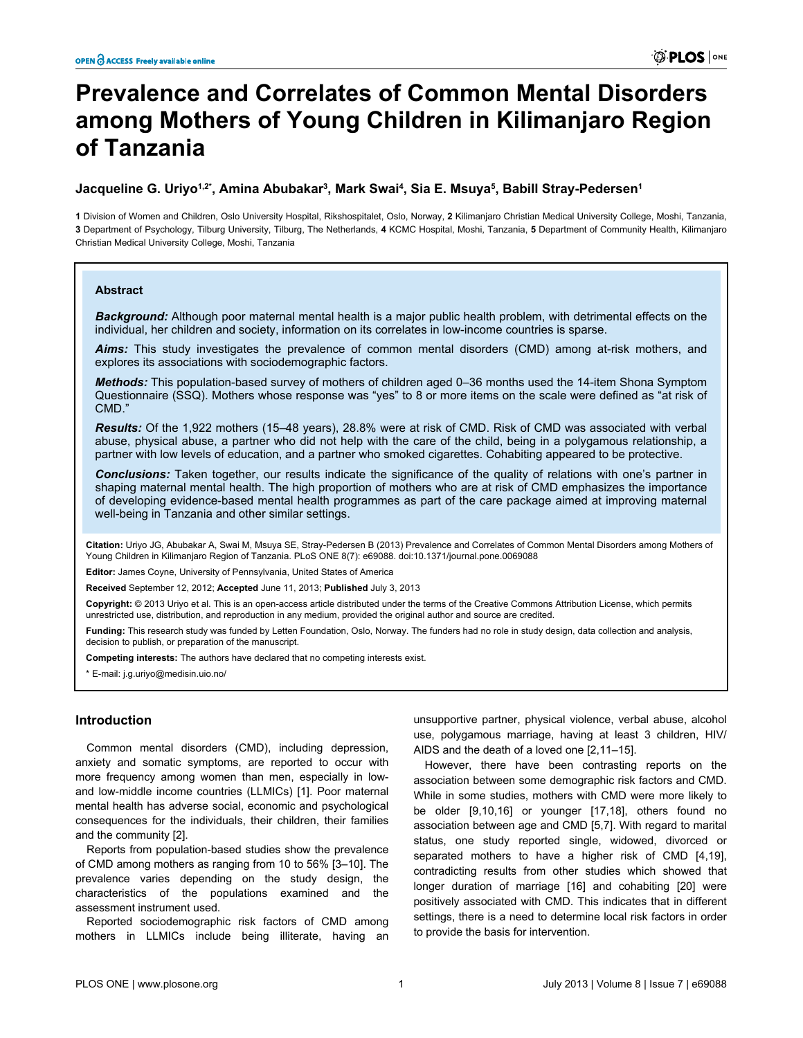# Prevalence and Correlates of Common Mental Disorders among Mothers of Young Children in Kilimanjaro Region of Tanzania

**Jacqueline G. Uriyo[1,2]*, Amina Abubakar[3], Mark Swai[4], Sia E. Msuya[5], Babill Stray-Pedersen[1]**

**1** Division of Women and Children, Oslo University Hospital, Rikshospitalet, Oslo, Norway, **2** Kilimanjaro Christian Medical University College, Moshi, Tanzania, **3** Department of Psychology, Tilburg University, Tilburg, The Netherlands, **4** KCMC Hospital, Moshi, Tanzania, **5** Department of Community Health, Kilimanjaro Christian Medical University College, Moshi, Tanzania

## Abstract

***Background:*** Although poor maternal mental health is a major public health problem, with detrimental effects on the individual, her children and society, information on its correlates in low-income countries is sparse.

***Aims:*** This study investigates the prevalence of common mental disorders (CMD) among at-risk mothers, and explores its associations with sociodemographic factors.

***Methods:*** This population-based survey of mothers of children aged 0–36 months used the 14-item Shona Symptom Questionnaire (SSQ). Mothers whose response was "yes" to 8 or more items on the scale were defined as "at risk of CMD."

***Results:*** Of the 1,922 mothers (15–48 years), 28.8% were at risk of CMD. Risk of CMD was associated with verbal abuse, physical abuse, a partner who did not help with the care of the child, being in a polygamous relationship, a partner with low levels of education, and a partner who smoked cigarettes. Cohabiting appeared to be protective.

***Conclusions:*** Taken together, our results indicate the significance of the quality of relations with one's partner in shaping maternal mental health. The high proportion of mothers who are at risk of CMD emphasizes the importance of developing evidence-based mental health programmes as part of the care package aimed at improving maternal well-being in Tanzania and other similar settings.

**Citation:** Uriyo JG, Abubakar A, Swai M, Msuya SE, Stray-Pedersen B (2013) Prevalence and Correlates of Common Mental Disorders among Mothers of Young Children in Kilimanjaro Region of Tanzania. PLoS ONE 8(7): e69088. doi:10.1371/journal.pone.0069088

**Editor:** James Coyne, University of Pennsylvania, United States of America

**Received** September 12, 2012; **Accepted** June 11, 2013; **Published** July 3, 2013

**Copyright:** © 2013 Uriyo et al. This is an open-access article distributed under the terms of the Creative Commons Attribution License, which permits unrestricted use, distribution, and reproduction in any medium, provided the original author and source are credited.

**Funding:** This research study was funded by Letten Foundation, Oslo, Norway. The funders had no role in study design, data collection and analysis, decision to publish, or preparation of the manuscript.

**Competing interests:** The authors have declared that no competing interests exist.

\* E-mail: j.g.uriyo@medisin.uio.no/

## Introduction

Common mental disorders (CMD), including depression, anxiety and somatic symptoms, are reported to occur with more frequency among women than men, especially in low- and low-middle income countries (LLMICs) [1]. Poor maternal mental health has adverse social, economic and psychological consequences for the individuals, their children, their families and the community [2].

Reports from population-based studies show the prevalence of CMD among mothers as ranging from 10 to 56% [3–10]. The prevalence varies depending on the study design, the characteristics of the populations examined and the assessment instrument used.

Reported sociodemographic risk factors of CMD among mothers in LLMICs include being illiterate, having an unsupportive partner, physical violence, verbal abuse, alcohol use, polygamous marriage, having at least 3 children, HIV/AIDS and the death of a loved one [2,11–15].

However, there have been contrasting reports on the association between some demographic risk factors and CMD. While in some studies, mothers with CMD were more likely to be older [9,10,16] or younger [17,18], others found no association between age and CMD [5,7]. With regard to marital status, one study reported single, widowed, divorced or separated mothers to have a higher risk of CMD [4,19], contradicting results from other studies which showed that longer duration of marriage [16] and cohabiting [20] were positively associated with CMD. This indicates that in different settings, there is a need to determine local risk factors in order to provide the basis for intervention.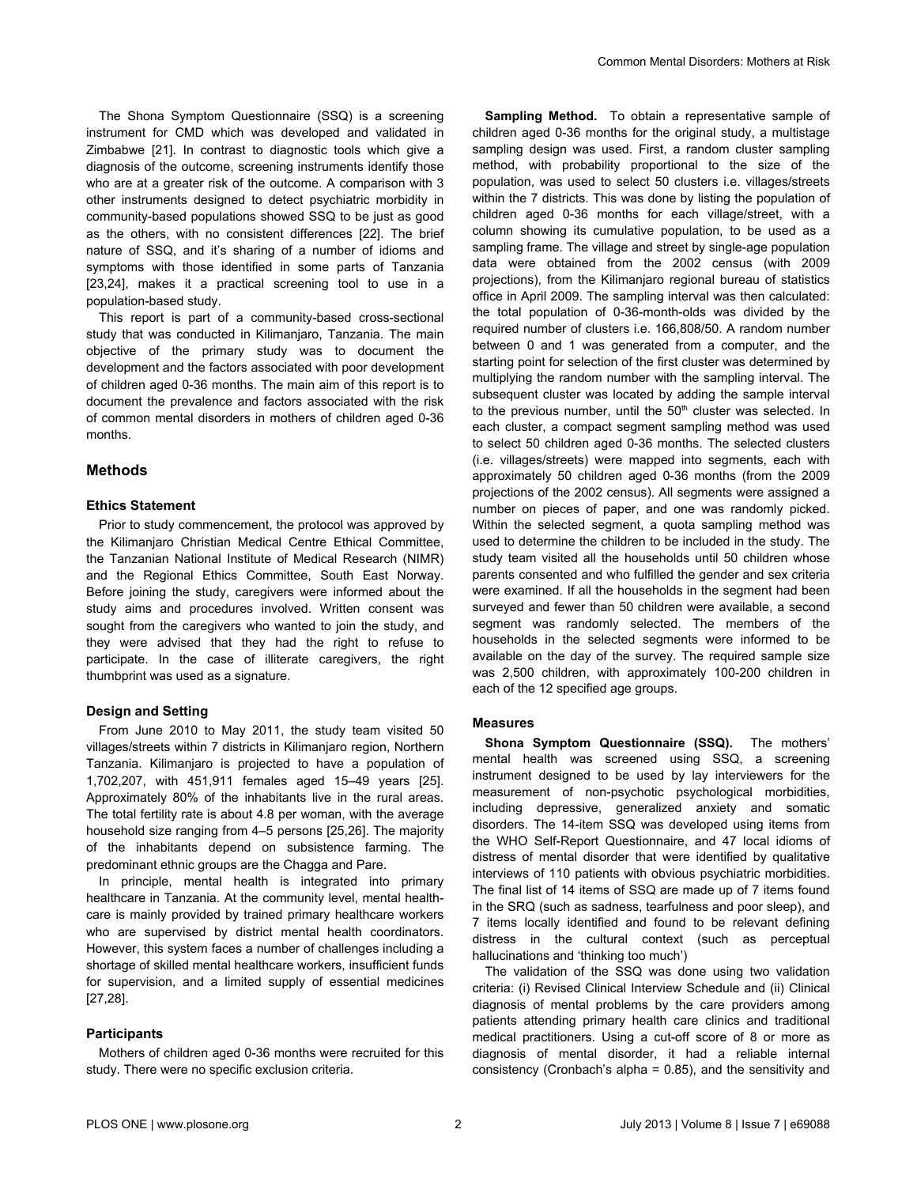The Shona Symptom Questionnaire (SSQ) is a screening instrument for CMD which was developed and validated in Zimbabwe [21]. In contrast to diagnostic tools which give a diagnosis of the outcome, screening instruments identify those who are at a greater risk of the outcome. A comparison with 3 other instruments designed to detect psychiatric morbidity in community-based populations showed SSQ to be just as good as the others, with no consistent differences [22]. The brief nature of SSQ, and it's sharing of a number of idioms and symptoms with those identified in some parts of Tanzania [23,24], makes it a practical screening tool to use in a population-based study.

This report is part of a community-based cross-sectional study that was conducted in Kilimanjaro, Tanzania. The main objective of the primary study was to document the development and the factors associated with poor development of children aged 0-36 months. The main aim of this report is to document the prevalence and factors associated with the risk of common mental disorders in mothers of children aged 0-36 months.

## Methods

### Ethics Statement

Prior to study commencement, the protocol was approved by the Kilimanjaro Christian Medical Centre Ethical Committee, the Tanzanian National Institute of Medical Research (NIMR) and the Regional Ethics Committee, South East Norway. Before joining the study, caregivers were informed about the study aims and procedures involved. Written consent was sought from the caregivers who wanted to join the study, and they were advised that they had the right to refuse to participate. In the case of illiterate caregivers, the right thumbprint was used as a signature.

### Design and Setting

From June 2010 to May 2011, the study team visited 50 villages/streets within 7 districts in Kilimanjaro region, Northern Tanzania. Kilimanjaro is projected to have a population of 1,702,207, with 451,911 females aged 15–49 years [25]. Approximately 80% of the inhabitants live in the rural areas. The total fertility rate is about 4.8 per woman, with the average household size ranging from 4–5 persons [25,26]. The majority of the inhabitants depend on subsistence farming. The predominant ethnic groups are the Chagga and Pare.

In principle, mental health is integrated into primary healthcare in Tanzania. At the community level, mental healthcare is mainly provided by trained primary healthcare workers who are supervised by district mental health coordinators. However, this system faces a number of challenges including a shortage of skilled mental healthcare workers, insufficient funds for supervision, and a limited supply of essential medicines [27,28].

### Participants

Mothers of children aged 0-36 months were recruited for this study. There were no specific exclusion criteria.

**Sampling Method.** To obtain a representative sample of children aged 0-36 months for the original study, a multistage sampling design was used. First, a random cluster sampling method, with probability proportional to the size of the population, was used to select 50 clusters i.e. villages/streets within the 7 districts. This was done by listing the population of children aged 0-36 months for each village/street, with a column showing its cumulative population, to be used as a sampling frame. The village and street by single-age population data were obtained from the 2002 census (with 2009 projections), from the Kilimanjaro regional bureau of statistics office in April 2009. The sampling interval was then calculated: the total population of 0-36-month-olds was divided by the required number of clusters i.e. 166,808/50. A random number between 0 and 1 was generated from a computer, and the starting point for selection of the first cluster was determined by multiplying the random number with the sampling interval. The subsequent cluster was located by adding the sample interval to the previous number, until the 50th cluster was selected. In each cluster, a compact segment sampling method was used to select 50 children aged 0-36 months. The selected clusters (i.e. villages/streets) were mapped into segments, each with approximately 50 children aged 0-36 months (from the 2009 projections of the 2002 census). All segments were assigned a number on pieces of paper, and one was randomly picked. Within the selected segment, a quota sampling method was used to determine the children to be included in the study. The study team visited all the households until 50 children whose parents consented and who fulfilled the gender and sex criteria were examined. If all the households in the segment had been surveyed and fewer than 50 children were available, a second segment was randomly selected. The members of the households in the selected segments were informed to be available on the day of the survey. The required sample size was 2,500 children, with approximately 100-200 children in each of the 12 specified age groups.

### Measures

**Shona Symptom Questionnaire (SSQ).** The mothers' mental health was screened using SSQ, a screening instrument designed to be used by lay interviewers for the measurement of non-psychotic psychological morbidities, including depressive, generalized anxiety and somatic disorders. The 14-item SSQ was developed using items from the WHO Self-Report Questionnaire, and 47 local idioms of distress of mental disorder that were identified by qualitative interviews of 110 patients with obvious psychiatric morbidities. The final list of 14 items of SSQ are made up of 7 items found in the SRQ (such as sadness, tearfulness and poor sleep), and 7 items locally identified and found to be relevant defining distress in the cultural context (such as perceptual hallucinations and 'thinking too much')

The validation of the SSQ was done using two validation criteria: (i) Revised Clinical Interview Schedule and (ii) Clinical diagnosis of mental problems by the care providers among patients attending primary health care clinics and traditional medical practitioners. Using a cut-off score of 8 or more as diagnosis of mental disorder, it had a reliable internal consistency (Cronbach's alpha = 0.85), and the sensitivity and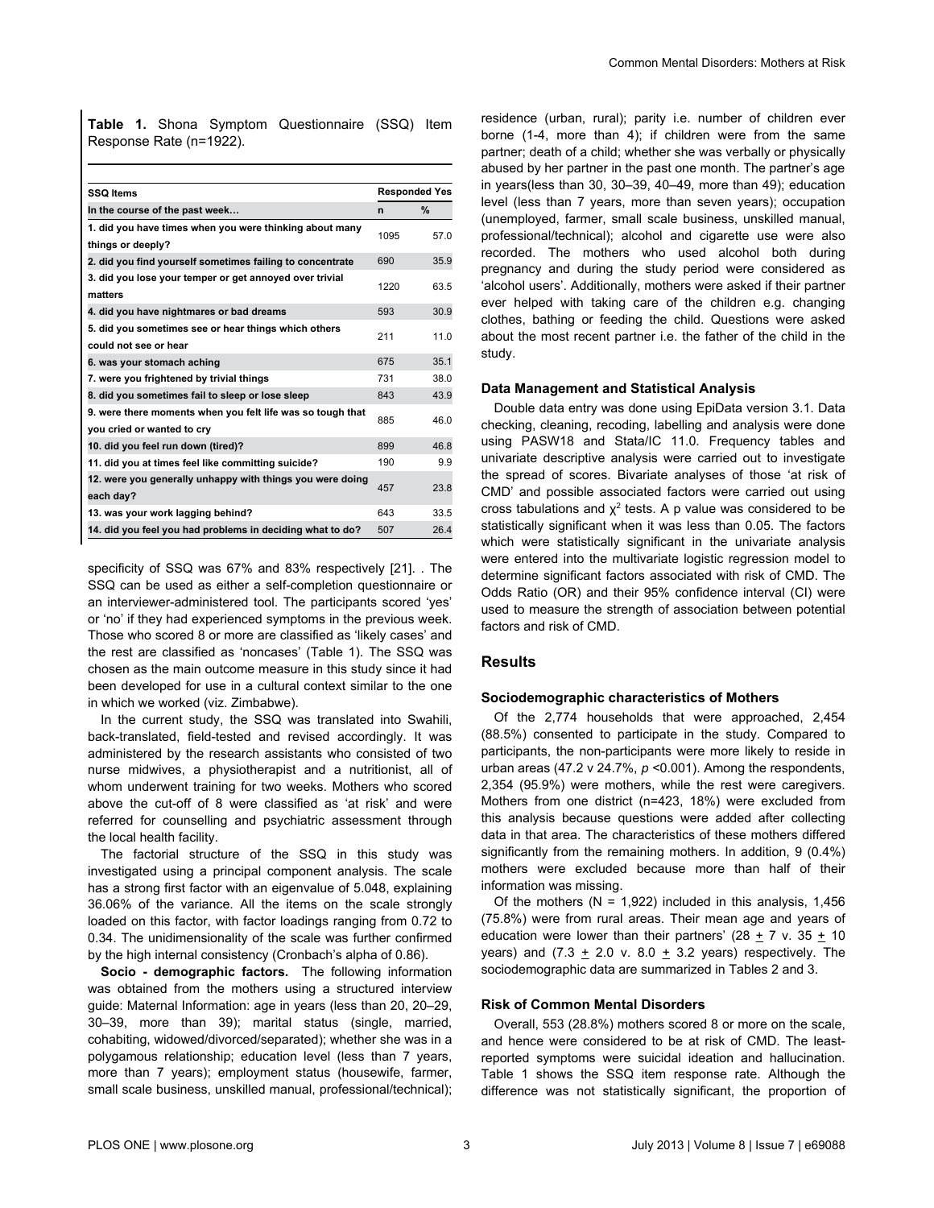**Table 1.** Shona Symptom Questionnaire (SSQ) Item Response Rate (n=1922).

| SSQ Items | Responded Yes | |
|---|---|---|
| In the course of the past week… | n | % |
| 1. did you have times when you were thinking about many things or deeply? | 1095 | 57.0 |
| 2. did you find yourself sometimes failing to concentrate | 690 | 35.9 |
| 3. did you lose your temper or get annoyed over trivial matters | 1220 | 63.5 |
| 4. did you have nightmares or bad dreams | 593 | 30.9 |
| 5. did you sometimes see or hear things which others could not see or hear | 211 | 11.0 |
| 6. was your stomach aching | 675 | 35.1 |
| 7. were you frightened by trivial things | 731 | 38.0 |
| 8. did you sometimes fail to sleep or lose sleep | 843 | 43.9 |
| 9. were there moments when you felt life was so tough that you cried or wanted to cry | 885 | 46.0 |
| 10. did you feel run down (tired)? | 899 | 46.8 |
| 11. did you at times feel like committing suicide? | 190 | 9.9 |
| 12. were you generally unhappy with things you were doing each day? | 457 | 23.8 |
| 13. was your work lagging behind? | 643 | 33.5 |
| 14. did you feel you had problems in deciding what to do? | 507 | 26.4 |

specificity of SSQ was 67% and 83% respectively [21]. . The SSQ can be used as either a self-completion questionnaire or an interviewer-administered tool. The participants scored 'yes' or 'no' if they had experienced symptoms in the previous week. Those who scored 8 or more are classified as 'likely cases' and the rest are classified as 'noncases' (Table 1). The SSQ was chosen as the main outcome measure in this study since it had been developed for use in a cultural context similar to the one in which we worked (viz. Zimbabwe).

In the current study, the SSQ was translated into Swahili, back-translated, field-tested and revised accordingly. It was administered by the research assistants who consisted of two nurse midwives, a physiotherapist and a nutritionist, all of whom underwent training for two weeks. Mothers who scored above the cut-off of 8 were classified as 'at risk' and were referred for counselling and psychiatric assessment through the local health facility.

The factorial structure of the SSQ in this study was investigated using a principal component analysis. The scale has a strong first factor with an eigenvalue of 5.048, explaining 36.06% of the variance. All the items on the scale strongly loaded on this factor, with factor loadings ranging from 0.72 to 0.34. The unidimensionality of the scale was further confirmed by the high internal consistency (Cronbach's alpha of 0.86).

**Socio - demographic factors.** The following information was obtained from the mothers using a structured interview guide: Maternal Information: age in years (less than 20, 20–29, 30–39, more than 39); marital status (single, married, cohabiting, widowed/divorced/separated); whether she was in a polygamous relationship; education level (less than 7 years, more than 7 years); employment status (housewife, farmer, small scale business, unskilled manual, professional/technical); residence (urban, rural); parity i.e. number of children ever borne (1-4, more than 4); if children were from the same partner; death of a child; whether she was verbally or physically abused by her partner in the past one month. The partner's age in years(less than 30, 30–39, 40–49, more than 49); education level (less than 7 years, more than seven years); occupation (unemployed, farmer, small scale business, unskilled manual, professional/technical); alcohol and cigarette use were also recorded. The mothers who used alcohol both during pregnancy and during the study period were considered as 'alcohol users'. Additionally, mothers were asked if their partner ever helped with taking care of the children e.g. changing clothes, bathing or feeding the child. Questions were asked about the most recent partner i.e. the father of the child in the study.

### Data Management and Statistical Analysis

Double data entry was done using EpiData version 3.1. Data checking, cleaning, recoding, labelling and analysis were done using PASW18 and Stata/IC 11.0. Frequency tables and univariate descriptive analysis were carried out to investigate the spread of scores. Bivariate analyses of those 'at risk of CMD' and possible associated factors were carried out using cross tabulations and $\chi^2$ tests. A p value was considered to be statistically significant when it was less than 0.05. The factors which were statistically significant in the univariate analysis were entered into the multivariate logistic regression model to determine significant factors associated with risk of CMD. The Odds Ratio (OR) and their 95% confidence interval (CI) were used to measure the strength of association between potential factors and risk of CMD.

## Results

### Sociodemographic characteristics of Mothers

Of the 2,774 households that were approached, 2,454 (88.5%) consented to participate in the study. Compared to participants, the non-participants were more likely to reside in urban areas (47.2 v 24.7%, *p* <0.001). Among the respondents, 2,354 (95.9%) were mothers, while the rest were caregivers. Mothers from one district (n=423, 18%) were excluded from this analysis because questions were added after collecting data in that area. The characteristics of these mothers differed significantly from the remaining mothers. In addition, 9 (0.4%) mothers were excluded because more than half of their information was missing.

Of the mothers (N = 1,922) included in this analysis, 1,456 (75.8%) were from rural areas. Their mean age and years of education were lower than their partners' ($28 \pm 7$ v. $35 \pm 10$ years) and ($7.3 \pm 2.0$ v. $8.0 \pm 3.2$ years) respectively. The sociodemographic data are summarized in Tables 2 and 3.

### Risk of Common Mental Disorders

Overall, 553 (28.8%) mothers scored 8 or more on the scale, and hence were considered to be at risk of CMD. The least-reported symptoms were suicidal ideation and hallucination. Table 1 shows the SSQ item response rate. Although the difference was not statistically significant, the proportion of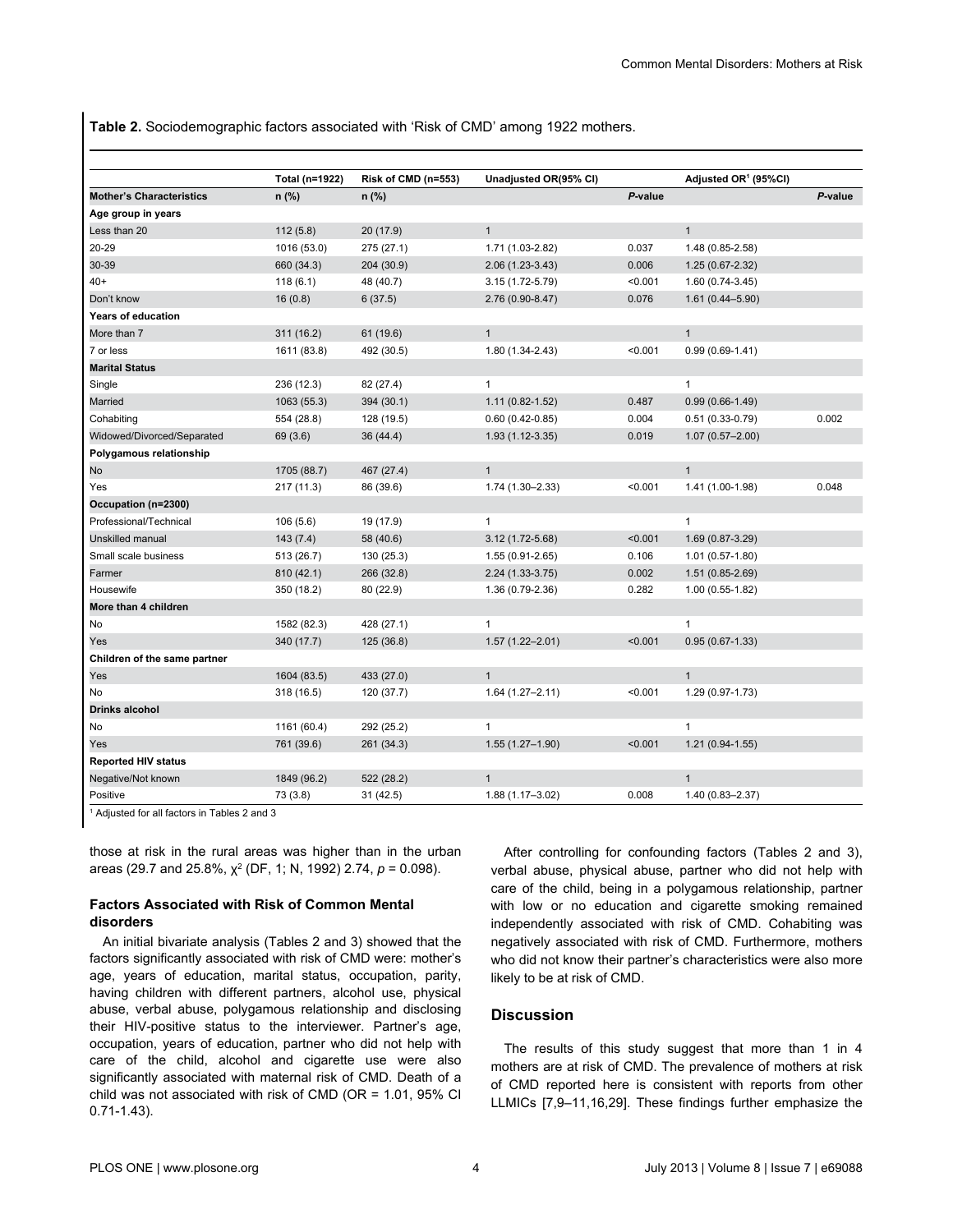**Table 2.** Sociodemographic factors associated with 'Risk of CMD' among 1922 mothers.

| | Total (n=1922) | Risk of CMD (n=553) | Unadjusted OR(95% CI) | | Adjusted OR[1] (95%CI) | |
|---|---|---|---|---|---|---|
| **Mother's Characteristics** | n (%) | n (%) | | *P*-value | | *P*-value |
| **Age group in years** | | | | | | |
| Less than 20 | 112 (5.8) | 20 (17.9) | 1 | | 1 | |
| 20-29 | 1016 (53.0) | 275 (27.1) | 1.71 (1.03-2.82) | 0.037 | 1.48 (0.85-2.58) | |
| 30-39 | 660 (34.3) | 204 (30.9) | 2.06 (1.23-3.43) | 0.006 | 1.25 (0.67-2.32) | |
| 40+ | 118 (6.1) | 48 (40.7) | 3.15 (1.72-5.79) | <0.001 | 1.60 (0.74-3.45) | |
| Don't know | 16 (0.8) | 6 (37.5) | 2.76 (0.90-8.47) | 0.076 | 1.61 (0.44–5.90) | |
| **Years of education** | | | | | | |
| More than 7 | 311 (16.2) | 61 (19.6) | 1 | | 1 | |
| 7 or less | 1611 (83.8) | 492 (30.5) | 1.80 (1.34-2.43) | <0.001 | 0.99 (0.69-1.41) | |
| **Marital Status** | | | | | | |
| Single | 236 (12.3) | 82 (27.4) | 1 | | 1 | |
| Married | 1063 (55.3) | 394 (30.1) | 1.11 (0.82-1.52) | 0.487 | 0.99 (0.66-1.49) | |
| Cohabiting | 554 (28.8) | 128 (19.5) | 0.60 (0.42-0.85) | 0.004 | 0.51 (0.33-0.79) | 0.002 |
| Widowed/Divorced/Separated | 69 (3.6) | 36 (44.4) | 1.93 (1.12-3.35) | 0.019 | 1.07 (0.57–2.00) | |
| **Polygamous relationship** | | | | | | |
| No | 1705 (88.7) | 467 (27.4) | 1 | | 1 | |
| Yes | 217 (11.3) | 86 (39.6) | 1.74 (1.30–2.33) | <0.001 | 1.41 (1.00-1.98) | 0.048 |
| **Occupation (n=2300)** | | | | | | |
| Professional/Technical | 106 (5.6) | 19 (17.9) | 1 | | 1 | |
| Unskilled manual | 143 (7.4) | 58 (40.6) | 3.12 (1.72-5.68) | <0.001 | 1.69 (0.87-3.29) | |
| Small scale business | 513 (26.7) | 130 (25.3) | 1.55 (0.91-2.65) | 0.106 | 1.01 (0.57-1.80) | |
| Farmer | 810 (42.1) | 266 (32.8) | 2.24 (1.33-3.75) | 0.002 | 1.51 (0.85-2.69) | |
| Housewife | 350 (18.2) | 80 (22.9) | 1.36 (0.79-2.36) | 0.282 | 1.00 (0.55-1.82) | |
| **More than 4 children** | | | | | | |
| No | 1582 (82.3) | 428 (27.1) | 1 | | 1 | |
| Yes | 340 (17.7) | 125 (36.8) | 1.57 (1.22–2.01) | <0.001 | 0.95 (0.67-1.33) | |
| **Children of the same partner** | | | | | | |
| Yes | 1604 (83.5) | 433 (27.0) | 1 | | 1 | |
| No | 318 (16.5) | 120 (37.7) | 1.64 (1.27–2.11) | <0.001 | 1.29 (0.97-1.73) | |
| **Drinks alcohol** | | | | | | |
| No | 1161 (60.4) | 292 (25.2) | 1 | | 1 | |
| Yes | 761 (39.6) | 261 (34.3) | 1.55 (1.27–1.90) | <0.001 | 1.21 (0.94-1.55) | |
| **Reported HIV status** | | | | | | |
| Negative/Not known | 1849 (96.2) | 522 (28.2) | 1 | | 1 | |
| Positive | 73 (3.8) | 31 (42.5) | 1.88 (1.17–3.02) | 0.008 | 1.40 (0.83–2.37) | |

[1] Adjusted for all factors in Tables 2 and 3

those at risk in the rural areas was higher than in the urban areas (29.7 and 25.8%, $\chi^2$ (DF, 1; N, 1992) 2.74, $p = 0.098$).

### Factors Associated with Risk of Common Mental disorders

An initial bivariate analysis (Tables 2 and 3) showed that the factors significantly associated with risk of CMD were: mother's age, years of education, marital status, occupation, parity, having children with different partners, alcohol use, physical abuse, verbal abuse, polygamous relationship and disclosing their HIV-positive status to the interviewer. Partner's age, occupation, years of education, partner who did not help with care of the child, alcohol and cigarette use were also significantly associated with maternal risk of CMD. Death of a child was not associated with risk of CMD (OR = 1.01, 95% CI 0.71-1.43).

After controlling for confounding factors (Tables 2 and 3), verbal abuse, physical abuse, partner who did not help with care of the child, being in a polygamous relationship, partner with low or no education and cigarette smoking remained independently associated with risk of CMD. Cohabiting was negatively associated with risk of CMD. Furthermore, mothers who did not know their partner's characteristics were also more likely to be at risk of CMD.

## Discussion

The results of this study suggest that more than 1 in 4 mothers are at risk of CMD. The prevalence of mothers at risk of CMD reported here is consistent with reports from other LLMICs [7,9–11,16,29]. These findings further emphasize the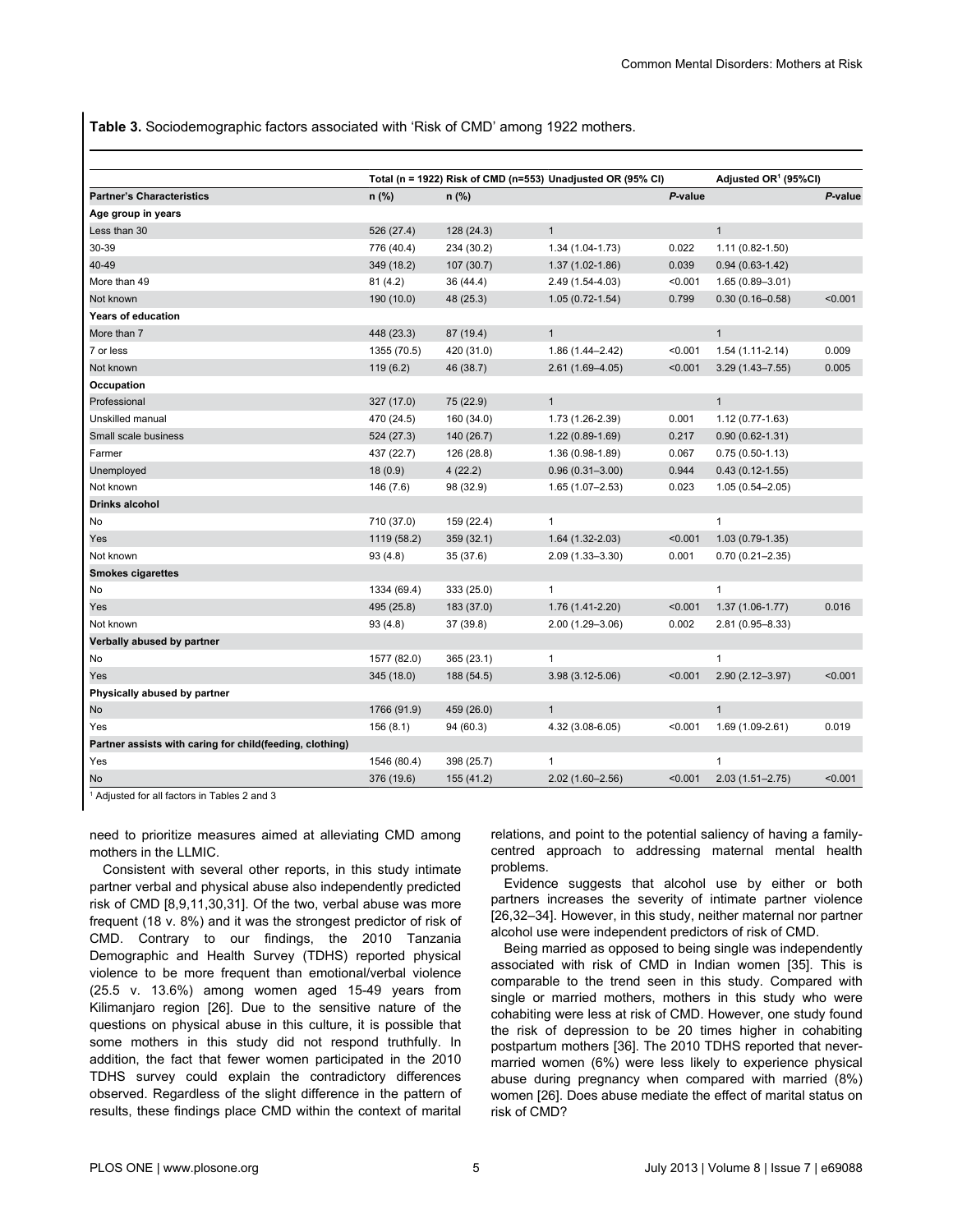**Table 3.** Sociodemographic factors associated with 'Risk of CMD' among 1922 mothers.

| | Total (n = 1922) | Risk of CMD (n=553) | Unadjusted OR (95% CI) | | Adjusted OR[1] (95%CI) | |
|---|---|---|---|---|---|---|
| **Partner's Characteristics** | n (%) | n (%) | | *P*-value | | *P*-value |
| **Age group in years** | | | | | | |
| Less than 30 | 526 (27.4) | 128 (24.3) | 1 | | 1 | |
| 30-39 | 776 (40.4) | 234 (30.2) | 1.34 (1.04-1.73) | 0.022 | 1.11 (0.82-1.50) | |
| 40-49 | 349 (18.2) | 107 (30.7) | 1.37 (1.02-1.86) | 0.039 | 0.94 (0.63-1.42) | |
| More than 49 | 81 (4.2) | 36 (44.4) | 2.49 (1.54-4.03) | <0.001 | 1.65 (0.89–3.01) | |
| Not known | 190 (10.0) | 48 (25.3) | 1.05 (0.72-1.54) | 0.799 | 0.30 (0.16–0.58) | <0.001 |
| **Years of education** | | | | | | |
| More than 7 | 448 (23.3) | 87 (19.4) | 1 | | 1 | |
| 7 or less | 1355 (70.5) | 420 (31.0) | 1.86 (1.44–2.42) | <0.001 | 1.54 (1.11-2.14) | 0.009 |
| Not known | 119 (6.2) | 46 (38.7) | 2.61 (1.69–4.05) | <0.001 | 3.29 (1.43–7.55) | 0.005 |
| **Occupation** | | | | | | |
| Professional | 327 (17.0) | 75 (22.9) | 1 | | 1 | |
| Unskilled manual | 470 (24.5) | 160 (34.0) | 1.73 (1.26-2.39) | 0.001 | 1.12 (0.77-1.63) | |
| Small scale business | 524 (27.3) | 140 (26.7) | 1.22 (0.89-1.69) | 0.217 | 0.90 (0.62-1.31) | |
| Farmer | 437 (22.7) | 126 (28.8) | 1.36 (0.98-1.89) | 0.067 | 0.75 (0.50-1.13) | |
| Unemployed | 18 (0.9) | 4 (22.2) | 0.96 (0.31–3.00) | 0.944 | 0.43 (0.12-1.55) | |
| Not known | 146 (7.6) | 98 (32.9) | 1.65 (1.07–2.53) | 0.023 | 1.05 (0.54–2.05) | |
| **Drinks alcohol** | | | | | | |
| No | 710 (37.0) | 159 (22.4) | 1 | | 1 | |
| Yes | 1119 (58.2) | 359 (32.1) | 1.64 (1.32-2.03) | <0.001 | 1.03 (0.79-1.35) | |
| Not known | 93 (4.8) | 35 (37.6) | 2.09 (1.33–3.30) | 0.001 | 0.70 (0.21–2.35) | |
| **Smokes cigarettes** | | | | | | |
| No | 1334 (69.4) | 333 (25.0) | 1 | | 1 | |
| Yes | 495 (25.8) | 183 (37.0) | 1.76 (1.41-2.20) | <0.001 | 1.37 (1.06-1.77) | 0.016 |
| Not known | 93 (4.8) | 37 (39.8) | 2.00 (1.29–3.06) | 0.002 | 2.81 (0.95–8.33) | |
| **Verbally abused by partner** | | | | | | |
| No | 1577 (82.0) | 365 (23.1) | 1 | | 1 | |
| Yes | 345 (18.0) | 188 (54.5) | 3.98 (3.12-5.06) | <0.001 | 2.90 (2.12–3.97) | <0.001 |
| **Physically abused by partner** | | | | | | |
| No | 1766 (91.9) | 459 (26.0) | 1 | | 1 | |
| Yes | 156 (8.1) | 94 (60.3) | 4.32 (3.08-6.05) | <0.001 | 1.69 (1.09-2.61) | 0.019 |
| **Partner assists with caring for child(feeding, clothing)** | | | | | | |
| Yes | 1546 (80.4) | 398 (25.7) | 1 | | 1 | |
| No | 376 (19.6) | 155 (41.2) | 2.02 (1.60–2.56) | <0.001 | 2.03 (1.51–2.75) | <0.001 |

[1] Adjusted for all factors in Tables 2 and 3

need to prioritize measures aimed at alleviating CMD among mothers in the LLMIC.

Consistent with several other reports, in this study intimate partner verbal and physical abuse also independently predicted risk of CMD [8,9,11,30,31]. Of the two, verbal abuse was more frequent (18 v. 8%) and it was the strongest predictor of risk of CMD. Contrary to our findings, the 2010 Tanzania Demographic and Health Survey (TDHS) reported physical violence to be more frequent than emotional/verbal violence (25.5 v. 13.6%) among women aged 15-49 years from Kilimanjaro region [26]. Due to the sensitive nature of the questions on physical abuse in this culture, it is possible that some mothers in this study did not respond truthfully. In addition, the fact that fewer women participated in the 2010 TDHS survey could explain the contradictory differences observed. Regardless of the slight difference in the pattern of results, these findings place CMD within the context of marital relations, and point to the potential saliency of having a family-centred approach to addressing maternal mental health problems.

Evidence suggests that alcohol use by either or both partners increases the severity of intimate partner violence [26,32–34]. However, in this study, neither maternal nor partner alcohol use were independent predictors of risk of CMD.

Being married as opposed to being single was independently associated with risk of CMD in Indian women [35]. This is comparable to the trend seen in this study. Compared with single or married mothers, mothers in this study who were cohabiting were less at risk of CMD. However, one study found the risk of depression to be 20 times higher in cohabiting postpartum mothers [36]. The 2010 TDHS reported that never-married women (6%) were less likely to experience physical abuse during pregnancy when compared with married (8%) women [26]. Does abuse mediate the effect of marital status on risk of CMD?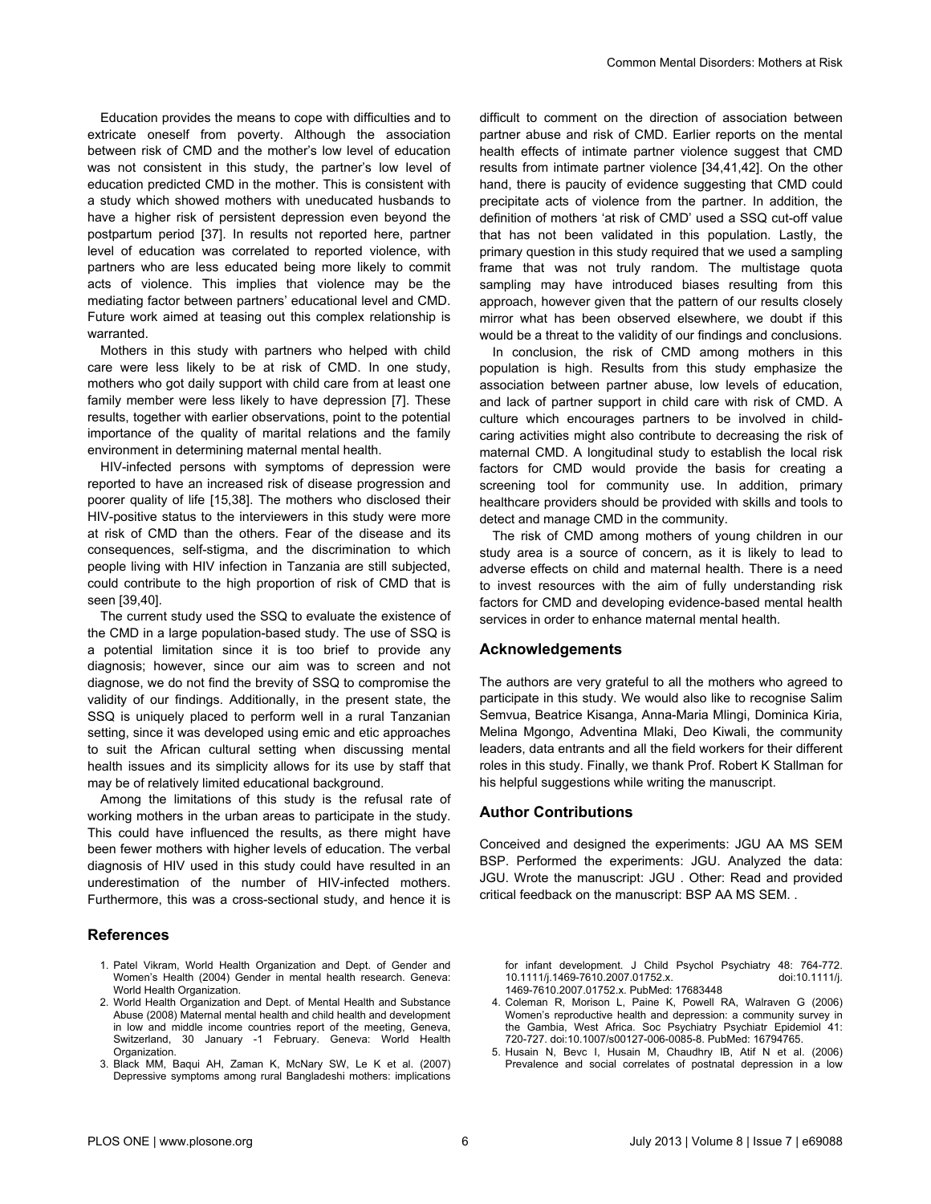Education provides the means to cope with difficulties and to extricate oneself from poverty. Although the association between risk of CMD and the mother's low level of education was not consistent in this study, the partner's low level of education predicted CMD in the mother. This is consistent with a study which showed mothers with uneducated husbands to have a higher risk of persistent depression even beyond the postpartum period [37]. In results not reported here, partner level of education was correlated to reported violence, with partners who are less educated being more likely to commit acts of violence. This implies that violence may be the mediating factor between partners' educational level and CMD. Future work aimed at teasing out this complex relationship is warranted.

Mothers in this study with partners who helped with child care were less likely to be at risk of CMD. In one study, mothers who got daily support with child care from at least one family member were less likely to have depression [7]. These results, together with earlier observations, point to the potential importance of the quality of marital relations and the family environment in determining maternal mental health.

HIV-infected persons with symptoms of depression were reported to have an increased risk of disease progression and poorer quality of life [15,38]. The mothers who disclosed their HIV-positive status to the interviewers in this study were more at risk of CMD than the others. Fear of the disease and its consequences, self-stigma, and the discrimination to which people living with HIV infection in Tanzania are still subjected, could contribute to the high proportion of risk of CMD that is seen [39,40].

The current study used the SSQ to evaluate the existence of the CMD in a large population-based study. The use of SSQ is a potential limitation since it is too brief to provide any diagnosis; however, since our aim was to screen and not diagnose, we do not find the brevity of SSQ to compromise the validity of our findings. Additionally, in the present state, the SSQ is uniquely placed to perform well in a rural Tanzanian setting, since it was developed using emic and etic approaches to suit the African cultural setting when discussing mental health issues and its simplicity allows for its use by staff that may be of relatively limited educational background.

Among the limitations of this study is the refusal rate of working mothers in the urban areas to participate in the study. This could have influenced the results, as there might have been fewer mothers with higher levels of education. The verbal diagnosis of HIV used in this study could have resulted in an underestimation of the number of HIV-infected mothers. Furthermore, this was a cross-sectional study, and hence it is difficult to comment on the direction of association between partner abuse and risk of CMD. Earlier reports on the mental health effects of intimate partner violence suggest that CMD results from intimate partner violence [34,41,42]. On the other hand, there is paucity of evidence suggesting that CMD could precipitate acts of violence from the partner. In addition, the definition of mothers 'at risk of CMD' used a SSQ cut-off value that has not been validated in this population. Lastly, the primary question in this study required that we used a sampling frame that was not truly random. The multistage quota sampling may have introduced biases resulting from this approach, however given that the pattern of our results closely mirror what has been observed elsewhere, we doubt if this would be a threat to the validity of our findings and conclusions.

In conclusion, the risk of CMD among mothers in this population is high. Results from this study emphasize the association between partner abuse, low levels of education, and lack of partner support in child care with risk of CMD. A culture which encourages partners to be involved in child-caring activities might also contribute to decreasing the risk of maternal CMD. A longitudinal study to establish the local risk factors for CMD would provide the basis for creating a screening tool for community use. In addition, primary healthcare providers should be provided with skills and tools to detect and manage CMD in the community.

The risk of CMD among mothers of young children in our study area is a source of concern, as it is likely to lead to adverse effects on child and maternal health. There is a need to invest resources with the aim of fully understanding risk factors for CMD and developing evidence-based mental health services in order to enhance maternal mental health.

## Acknowledgements

The authors are very grateful to all the mothers who agreed to participate in this study. We would also like to recognise Salim Semvua, Beatrice Kisanga, Anna-Maria Mlingi, Dominica Kiria, Melina Mgongo, Adventina Mlaki, Deo Kiwali, the community leaders, data entrants and all the field workers for their different roles in this study. Finally, we thank Prof. Robert K Stallman for his helpful suggestions while writing the manuscript.

## Author Contributions

Conceived and designed the experiments: JGU AA MS SEM BSP. Performed the experiments: JGU. Analyzed the data: JGU. Wrote the manuscript: JGU . Other: Read and provided critical feedback on the manuscript: BSP AA MS SEM. .

## References

1. Patel Vikram, World Health Organization and Dept. of Gender and Women's Health (2004) Gender in mental health research. Geneva: World Health Organization.
2. World Health Organization and Dept. of Mental Health and Substance Abuse (2008) Maternal mental health and child health and development in low and middle income countries report of the meeting, Geneva, Switzerland, 30 January -1 February. Geneva: World Health Organization.
3. Black MM, Baqui AH, Zaman K, McNary SW, Le K et al. (2007) Depressive symptoms among rural Bangladeshi mothers: implications for infant development. J Child Psychol Psychiatry 48: 764-772. 10.1111/j.1469-7610.2007.01752.x. doi:10.1111/j.1469-7610.2007.01752.x. PubMed: 17683448
4. Coleman R, Morison L, Paine K, Powell RA, Walraven G (2006) Women's reproductive health and depression: a community survey in the Gambia, West Africa. Soc Psychiatry Psychiatr Epidemiol 41: 720-727. doi:10.1007/s00127-006-0085-8. PubMed: 16794765.
5. Husain N, Bevc I, Husain M, Chaudhry IB, Atif N et al. (2006) Prevalence and social correlates of postnatal depression in a low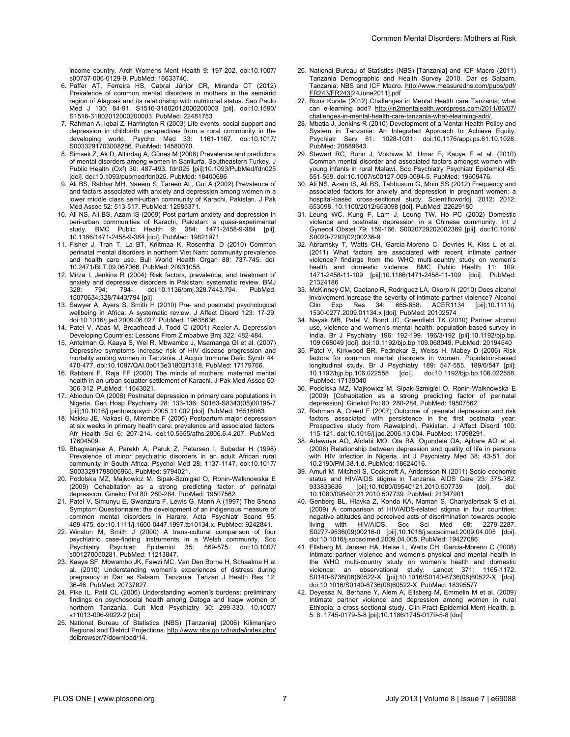income country. Arch Womens Ment Health 9: 197-202. doi:10.1007/s00737-006-0129-9. PubMed: 16633740.

6. Paffer AT, Ferreira HS, Cabral Júnior CR, Miranda CT (2012) Prevalence of common mental disorders in mothers in the semiarid region of Alagoas and its relationship with nutritional status. Sao Paulo Med J 130: 84-91. S1516-31802012000200003 [pii]. doi:10.1590/S1516-31802012000200003. PubMed: 22481753
7. Rahman A, Iqbal Z, Harrington R (2003) Life events, social support and depression in childbirth: perspectives from a rural community in the developing world. Psychol Med 33: 1161-1167. doi:10.1017/S0033291703008286. PubMed: 14580070.
8. Simsek Z, Ak D, Altindag A, Günes M (2008) Prevalence and predictors of mental disorders among women in Sanliurfa, Southeastern Turkey. J Public Health (Oxf) 30: 487-493. fdn025 [pii];10.1093/PubMed/fdn025 [doi]. doi:10.1093/pubmed/fdn025. PubMed: 18400696
9. Ali BS, Rahbar MH, Naeem S, Tareen AL, Gul A (2002) Prevalence of and factors associated with anxiety and depression among women in a lower middle class semi-urban community of Karachi, Pakistan. J Pak Med Assoc 52: 513-517. PubMed: 12585371.
10. Ali NS, Ali BS, Azam IS (2009) Post partum anxiety and depression in peri-urban communities of Karachi, Pakistan: a quasi-experimental study. BMC Public Health 9: 384: 1471-2458-9-384 [pii]; 10.1186/1471-2458-9-384 [doi]. PubMed: 19821971
11. Fisher J, Tran T, La BT, Kriitmaa K, Rosenthal D (2010) Common perinatal mental disorders in northern Viet Nam: community prevalence and health care use. Bull World Health Organ 88: 737-745. doi:10.2471/BLT.09.067066. PubMed: 20931058.
12. Mirza I, Jenkins R (2004) Risk factors, prevalence, and treatment of anxiety and depressive disorders in Pakistan: systematic review. BMJ 328: 794: 794-. doi:10.1136/bmj.328.7443.794. PubMed: 15070634;328/7443/794 [pii]
13. Sawyer A, Ayers S, Smith H (2010) Pre- and postnatal psychological wellbeing in Africa: A systematic review. J Affect Disord 123: 17-29. doi:10.1016/j.jad.2009.06.027. PubMed: 19635636.
14. Patel V, Abas M, Broadhead J, Todd C (2001) Reeler A. Depression Developing Countries: Lessons From Zimbabwe Bmj 322: 482-484.
15. Antelman G, Kaaya S, Wei R, Mbwambo J, Msamanga GI et al. (2007) Depressive symptoms increase risk of HIV disease progression and mortality among women in Tanzania. J Acquir Immune Defic Syndr 44: 470-477. doi:10.1097/QAI.0b013e31802f1318. PubMed: 17179766.
16. Rabbani F, Raja FF (2000) The minds of mothers: maternal mental health in an urban squatter settlement of Karachi. J Pak Med Assoc 50: 306-312. PubMed: 11043021.
17. Abiodun OA (2006) Postnatal depression in primary care populations in Nigeria. Gen Hosp Psychiatry 28: 133-136: S0163-S8343(05)00195-7 [pii];10.1016/j.genhosppsych.2005.11.002 [doi]. PubMed: 16516063
18. Nakku JE, Nakasi G, Mirembe F (2006) Postpartum major depression at six weeks in primary health care: prevalence and associated factors. Afr Health Sci 6: 207-214. doi:10.5555/afhs.2006.6.4.207. PubMed: 17604509.
19. Bhagwanjee A, Parekh A, Paruk Z, Petersen I, Subedar H (1998) Prevalence of minor psychiatric disorders in an adult African rural community in South Africa. Psychol Med 28: 1137-1147. doi:10.1017/S0033291798006965. PubMed: 9794021.
20. Podolska MZ, Majkowicz M, Sipak-Szmigiel O, Ronin-Walknowska E (2009) Cohabitation as a strong predicting factor of perinatal depression. Ginekol Pol 80: 280-284. PubMed: 19507562.
21. Patel V, Simunyu E, Gwanzura F, Lewis G, Mann A (1997) The Shona Symptom Questionnaire: the development of an indigenous measure of common mental disorders in Harare. Acta Psychiatr Scand 95: 469-475. doi:10.1111/j.1600-0447.1997.tb10134.x. PubMed: 9242841.
22. Winston M, Smith J (2000) A trans-cultural comparison of four psychiatric case-finding instruments in a Welsh community. Soc Psychiatry Psychiatr Epidemiol 35: 569-575. doi:10.1007/s001270050281. PubMed: 11213847.
23. Kaaya SF, Mbwambo JK, Fawzi MC, Van Den Borne H, Schaalma H et al. (2010) Understanding women's experiences of distress during pregnancy in Dar es Salaam, Tanzania. Tanzan J Health Res 12: 36-46. PubMed: 20737827.
24. Pike IL, Patil CL (2006) Understanding women's burdens: preliminary findings on psychosocial health among Datoga and Iraqw women of northern Tanzania. Cult Med Psychiatry 30: 299-330. 10.1007/s11013-006-9022-2 [doi]
25. National Bureau of Statistics (NBS) [Tanzania] (2006) Kilimanjaro Regional and District Projections. http://www.nbs.go.tz/tnada/index.php/ddibrowser/7/download/14.
26. National Bureau of Statistics (NBS) [Tanzania] and ICF Macro (2011) Tanzania Demographic and Health Survey 2010. Dar es Salaam, Tanzania: NBS and ICF Macro. http://www.measuredhs.com/pubs/pdf/FR243/FR243[24June2011].pdf
27. Roos Korste (2012) Challenges in Mental Health care Tanzania; what can e-learning add? http://in2mentalealth.wordpress.com/2011/06/07/challenges-in-mental-health-care-tanzania-what-elearning-add/.
28. Mbatia J, Jenkins R (2010) Development of a Mental Health Policy and System in Tanzania: An Integrated Approach to Achieve Equity. Psychiatr Serv 61: 1028-1031. doi:10.1176/appi.ps.61.10.1028. PubMed: 20889643.
29. Stewart RC, Bunn J, Vokhiwa M, Umar E, Kauye F et al. (2010) Common mental disorder and associated factors amongst women with young infants in rural Malawi. Soc Psychiatry Psychiatr Epidemiol 45: 551-559. doi:10.1007/s00127-009-0094-5. PubMed: 19609476.
30. Ali NS, Azam IS, Ali BS, Tabbusum G, Moin SS (2012) Frequency and associated factors for anxiety and depression in pregnant women: a hospital-based cross-sectional study. Scientificworldj, 2012: 2012: 653098. 10.1100/2012/653098 [doi]. PubMed: 22629180
31. Leung WC, Kung F, Lam J, Leung TW, Ho PC (2002) Domestic violence and postnatal depression in a Chinese community. Int J Gynecol Obstet 79: 159-166. S0020729202002369 [pii]. doi:10.1016/S0020-7292(02)00236-9
32. Abramsky T, Watts CH, Garcia-Moreno C, Devries K, Kiss L et al. (2011) What factors are associated with recent intimate partner violence? findings from the WHO multi-country study on women's health and domestic violence. BMC Public Health 11: 109: 1471-2458-11-109 [pii];10.1186/1471-2458-11-109 [doi]. PubMed: 21324186
33. McKinney CM, Caetano R, Rodriguez LA, Okoro N (2010) Does alcohol involvement increase the severity of intimate partner violence? Alcohol Clin Exp Res 34: 655-658: ACER1134 [pii];10.1111/j.1530-0277.2009.01134.x [doi]. PubMed: 20102574
34. Nayak MB, Patel V, Bond JC, Greenfield TK (2010) Partner alcohol use, violence and women's mental health: population-based survey in India. Br J Psychiatry 196: 192-199. 196/3/192 [pii];10.1192/bjp.bp.109.068049 [doi]. doi:10.1192/bjp.bp.109.068049. PubMed: 20194540
35. Patel V, Kirkwood BR, Pednekar S, Weiss H, Mabey D (2006) Risk factors for common mental disorders in women. Population-based longitudinal study. Br J Psychiatry 189: 547-555. 189/6/547 [pii]; 10.1192/bjp.bp.106.022558 [doi]. doi:10.1192/bjp.bp.106.022558. PubMed: 17139040
36. Podolska MZ, Majkowicz M, Sipak-Szmigiel O, Ronin-Walknowska E (2009) [Cohabitation as a strong predicting factor of perinatal depression]. Ginekol Pol 80: 280-284. PubMed: 19507562.
37. Rahman A, Creed F (2007) Outcome of prenatal depression and risk factors associated with persistence in the first postnatal year: Prospective study from Rawalpindi, Pakistan. J Affect Disord 100: 115-121. doi:10.1016/j.jad.2006.10.004. PubMed: 17098291.
38. Adewuya AO, Afolabi MO, Ola BA, Ogundele OA, Ajibare AO et al. (2008) Relationship between depression and quality of life in persons with HIV infection in Nigeria. Int J Psychiatry Med 38: 43-51. doi:10.2190/PM.38.1.d. PubMed: 18624016.
39. Amuri M, Mitchell S, Cockcroft A, Andersson N (2011) Socio-economic status and HIV/AIDS stigma in Tanzania. AIDS Care 23: 378-382. 933833636 [pii];10.1080/09540121.2010.507739 [doi]. doi:10.1080/09540121.2010.507739. PubMed: 21347901
40. Genberg BL, Hlavka Z, Konda KA, Maman S, Chariyalertsak S et al. (2009) A comparison of HIV/AIDS-related stigma in four countries: negative attitudes and perceived acts of discrimination towards people living with HIV/AIDS. Soc Sci Med 68: 2279-2287. S0277-9536(09)00216-0 [pii];10.1016/j.socscimed.2009.04.005 [doi]. doi:10.1016/j.socscimed.2009.04.005. PubMed: 19427086
41. Ellsberg M, Jansen HA, Heise L, Watts CH, Garcia-Moreno C (2008) Intimate partner violence and women's physical and mental health in the WHO multi-country study on women's health and domestic violence: an observational study. Lancet 371: 1165-1172. S0140-6736(08)60522-X [pii];10.1016/S0140-6736(08)60522-X [doi]. doi:10.1016/S0140-6736(08)60522-X. PubMed: 18395577
42. Deyessa N, Berhane Y, Alem A, Ellsberg M, Emmelin M et al. (2009) Intimate partner violence and depression among women in rural Ethiopia: a cross-sectional study. Clin Pract Epidemiol Ment Health. p. 5: 8. 1745-0179-5-8 [pii];10.1186/1745-0179-5-8 [doi]